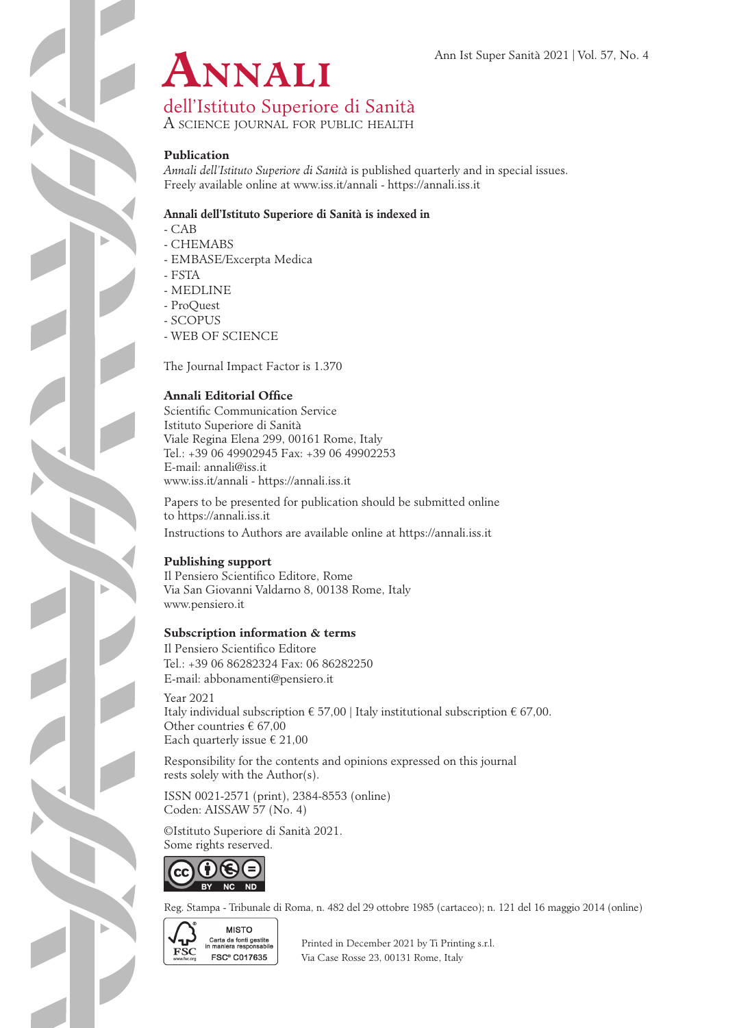# Annali

## dell'Istituto Superiore di Sanità

A SCIENCE JOURNAL FOR PUBLIC HEALTH

### Publication

*Annali dell'Istituto Superiore di Sanità* is published quarterly and in special issues.
Freely available online at www.iss.it/annali - https://annali.iss.it

### Annali dell'Istituto Superiore di Sanità is indexed in

- CAB
- CHEMABS
- EMBASE/Excerpta Medica
- FSTA
- MEDLINE
- ProQuest
- SCOPUS
- WEB OF SCIENCE

The Journal Impact Factor is 1.370

### Annali Editorial Office

Scientific Communication Service
Istituto Superiore di Sanità
Viale Regina Elena 299, 00161 Rome, Italy
Tel.: +39 06 49902945 Fax: +39 06 49902253
E-mail: annali@iss.it
www.iss.it/annali - https://annali.iss.it

Papers to be presented for publication should be submitted online to https://annali.iss.it

Instructions to Authors are available online at https://annali.iss.it

### Publishing support

Il Pensiero Scientifico Editore, Rome
Via San Giovanni Valdarno 8, 00138 Rome, Italy
www.pensiero.it

### Subscription information & terms

Il Pensiero Scientifico Editore
Tel.: +39 06 86282324 Fax: 06 86282250
E-mail: abbonamenti@pensiero.it

Year 2021
Italy individual subscription € 57,00 | Italy institutional subscription € 67,00.
Other countries € 67,00
Each quarterly issue € 21,00

Responsibility for the contents and opinions expressed on this journal rests solely with the Author(s).

ISSN 0021-2571 (print), 2384-8553 (online)
Coden: AISSAW 57 (No. 4)

©Istituto Superiore di Sanità 2021.
Some rights reserved.

CC BY NC ND

Reg. Stampa - Tribunale di Roma, n. 482 del 29 ottobre 1985 (cartaceo); n. 121 del 16 maggio 2014 (online)

FSC MISTO Carta da fonti gestite in maniera responsabile FSC® C017635

Printed in December 2021 by Ti Printing s.r.l.
Via Case Rosse 23, 00131 Rome, Italy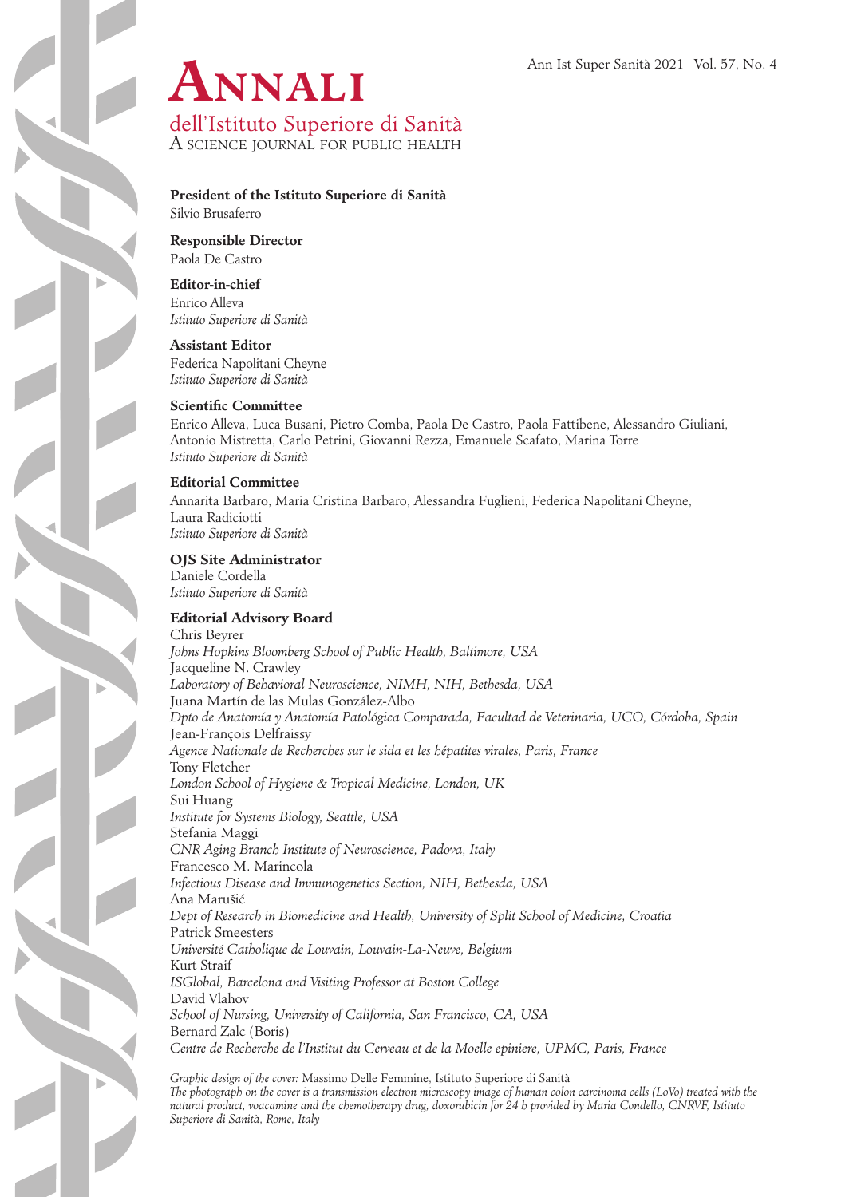# Annali

## dell'Istituto Superiore di Sanità

A science journal for public health

**President of the Istituto Superiore di Sanità**
Silvio Brusaferro

**Responsible Director**
Paola De Castro

**Editor-in-chief**
Enrico Alleva
*Istituto Superiore di Sanità*

**Assistant Editor**
Federica Napolitani Cheyne
*Istituto Superiore di Sanità*

**Scientific Committee**
Enrico Alleva, Luca Busani, Pietro Comba, Paola De Castro, Paola Fattibene, Alessandro Giuliani, Antonio Mistretta, Carlo Petrini, Giovanni Rezza, Emanuele Scafato, Marina Torre
*Istituto Superiore di Sanità*

**Editorial Committee**
Annarita Barbaro, Maria Cristina Barbaro, Alessandra Fuglieni, Federica Napolitani Cheyne, Laura Radiciotti
*Istituto Superiore di Sanità*

**OJS Site Administrator**
Daniele Cordella
*Istituto Superiore di Sanità*

**Editorial Advisory Board**
Chris Beyrer
*Johns Hopkins Bloomberg School of Public Health, Baltimore, USA*
Jacqueline N. Crawley
*Laboratory of Behavioral Neuroscience, NIMH, NIH, Bethesda, USA*
Juana Martín de las Mulas González-Albo
*Dpto de Anatomía y Anatomía Patológica Comparada, Facultad de Veterinaria, UCO, Córdoba, Spain*
Jean-François Delfraissy
*Agence Nationale de Recherches sur le sida et les hépatites virales, Paris, France*
Tony Fletcher
*London School of Hygiene & Tropical Medicine, London, UK*
Sui Huang
*Institute for Systems Biology, Seattle, USA*
Stefania Maggi
*CNR Aging Branch Institute of Neuroscience, Padova, Italy*
Francesco M. Marincola
*Infectious Disease and Immunogenetics Section, NIH, Bethesda, USA*
Ana Marušić
*Dept of Research in Biomedicine and Health, University of Split School of Medicine, Croatia*
Patrick Smeesters
*Université Catholique de Louvain, Louvain-La-Neuve, Belgium*
Kurt Straif
*ISGlobal, Barcelona and Visiting Professor at Boston College*
David Vlahov
*School of Nursing, University of California, San Francisco, CA, USA*
Bernard Zalc (Boris)
*Centre de Recherche de l'Institut du Cerveau et de la Moelle epiniere, UPMC, Paris, France*

*Graphic design of the cover:* Massimo Delle Femmine, Istituto Superiore di Sanità
*The photograph on the cover is a transmission electron microscopy image of human colon carcinoma cells (LoVo) treated with the natural product, voacamine and the chemotherapy drug, doxorubicin for 24 h provided by Maria Condello, CNRVF, Istituto Superiore di Sanità, Rome, Italy*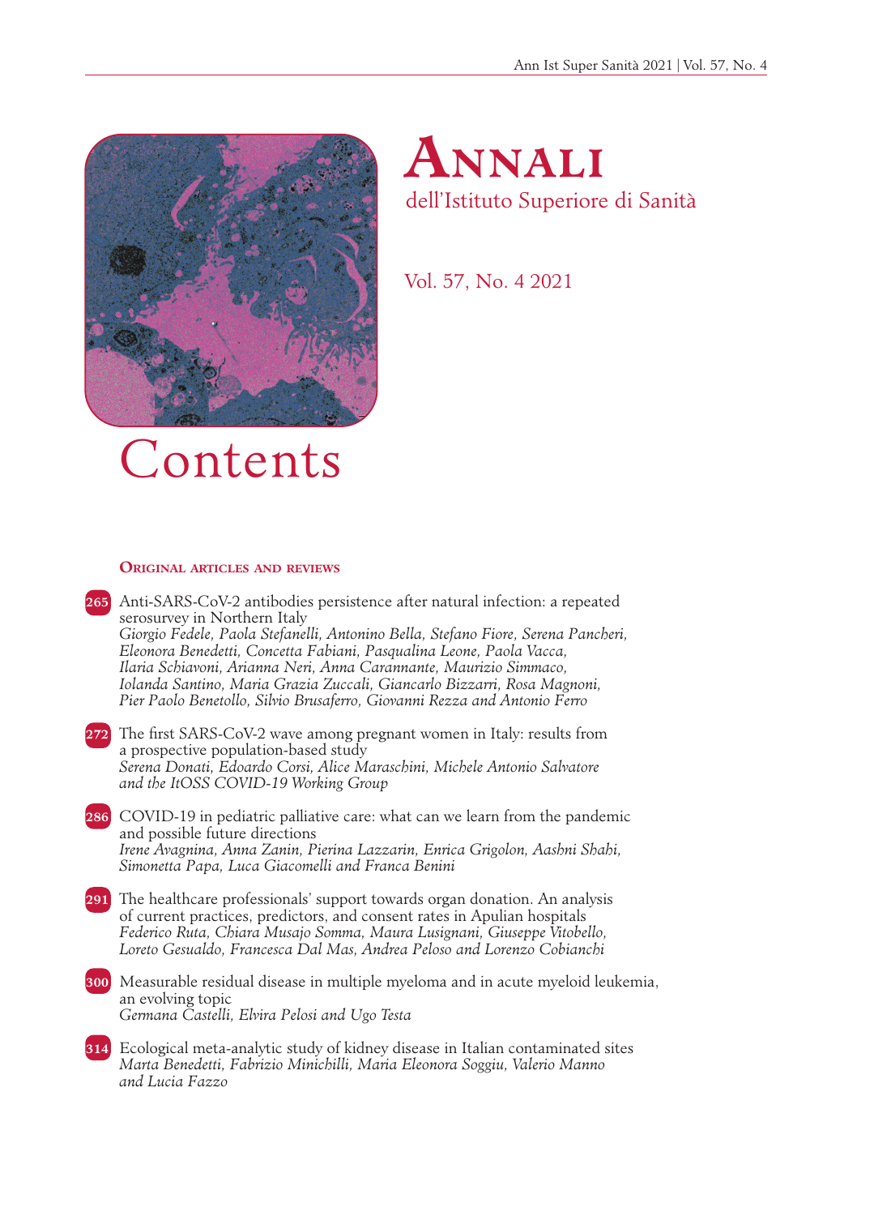# Annali
dell'Istituto Superiore di Sanità

Vol. 57, No. 4 2021

# Contents

## Original articles and reviews

**265** Anti-SARS-CoV-2 antibodies persistence after natural infection: a repeated serosurvey in Northern Italy
*Giorgio Fedele, Paola Stefanelli, Antonino Bella, Stefano Fiore, Serena Pancheri, Eleonora Benedetti, Concetta Fabiani, Pasqualina Leone, Paola Vacca, Ilaria Schiavoni, Arianna Neri, Anna Carannante, Maurizio Simmaco, Iolanda Santino, Maria Grazia Zuccali, Giancarlo Bizzarri, Rosa Magnoni, Pier Paolo Benetollo, Silvio Brusaferro, Giovanni Rezza and Antonio Ferro*

**272** The first SARS-CoV-2 wave among pregnant women in Italy: results from a prospective population-based study
*Serena Donati, Edoardo Corsi, Alice Maraschini, Michele Antonio Salvatore and the ItOSS COVID-19 Working Group*

**286** COVID-19 in pediatric palliative care: what can we learn from the pandemic and possible future directions
*Irene Avagnina, Anna Zanin, Pierina Lazzarin, Enrica Grigolon, Aashni Shahi, Simonetta Papa, Luca Giacomelli and Franca Benini*

**291** The healthcare professionals' support towards organ donation. An analysis of current practices, predictors, and consent rates in Apulian hospitals
*Federico Ruta, Chiara Musajo Somma, Maura Lusignani, Giuseppe Vitobello, Loreto Gesualdo, Francesca Dal Mas, Andrea Peloso and Lorenzo Cobianchi*

**300** Measurable residual disease in multiple myeloma and in acute myeloid leukemia, an evolving topic
*Germana Castelli, Elvira Pelosi and Ugo Testa*

**314** Ecological meta-analytic study of kidney disease in Italian contaminated sites
*Marta Benedetti, Fabrizio Minichilli, Maria Eleonora Soggiu, Valerio Manno and Lucia Fazzo*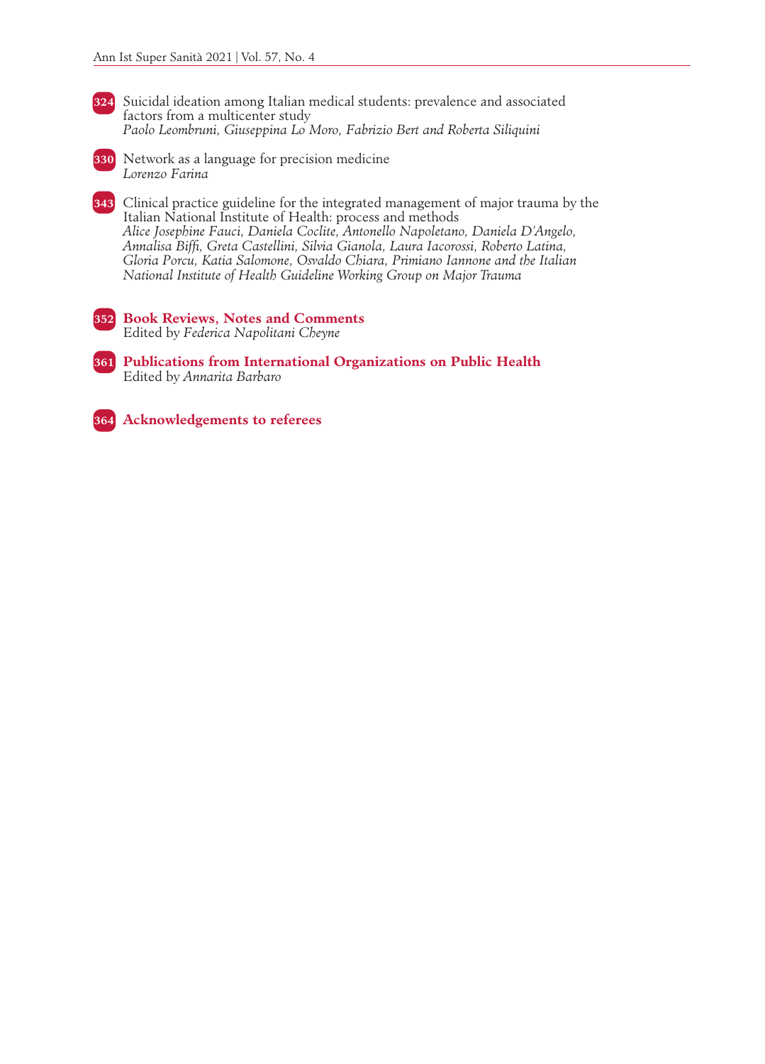**324** Suicidal ideation among Italian medical students: prevalence and associated factors from a multicenter study
*Paolo Leombruni, Giuseppina Lo Moro, Fabrizio Bert and Roberta Siliquini*

**330** Network as a language for precision medicine
*Lorenzo Farina*

**343** Clinical practice guideline for the integrated management of major trauma by the Italian National Institute of Health: process and methods
*Alice Josephine Fauci, Daniela Coclite, Antonello Napoletano, Daniela D'Angelo, Annalisa Biffi, Greta Castellini, Silvia Gianola, Laura Iacorossi, Roberto Latina, Gloria Porcu, Katia Salomone, Osvaldo Chiara, Primiano Iannone and the Italian National Institute of Health Guideline Working Group on Major Trauma*

**352** **Book Reviews, Notes and Comments**
Edited by *Federica Napolitani Cheyne*

**361** **Publications from International Organizations on Public Health**
Edited by *Annarita Barbaro*

**364** **Acknowledgements to referees**